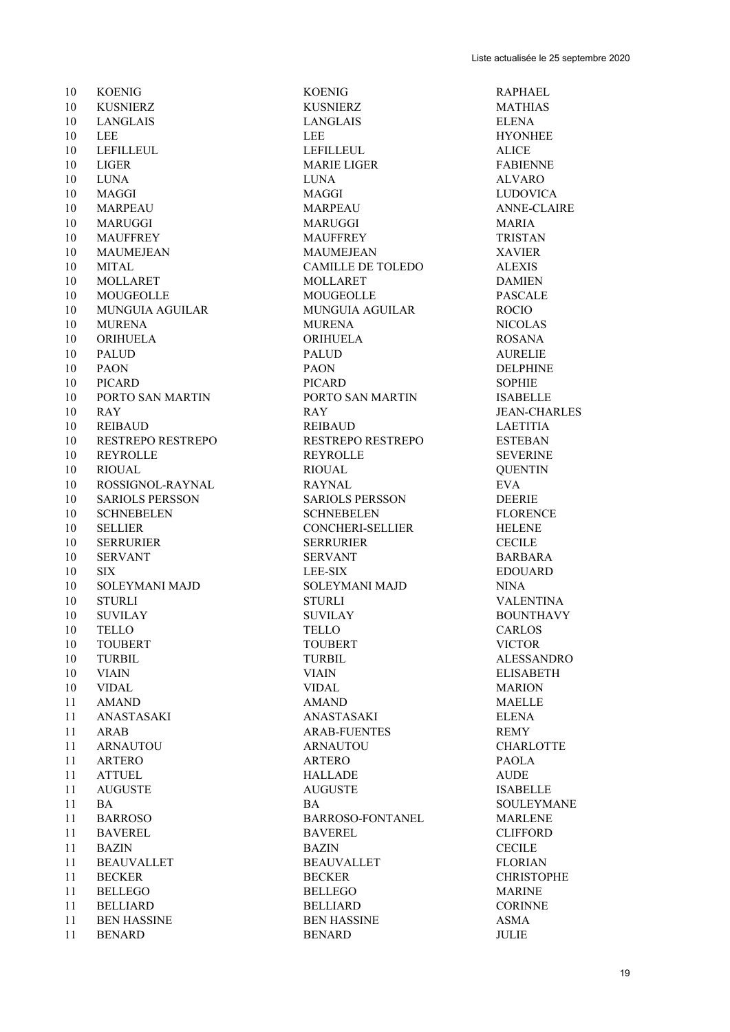Liste actualisée le 25 septembre 2020

| | | | |
|---|---|---|---|
| 10 | KOENIG | KOENIG | RAPHAEL |
| 10 | KUSNIERZ | KUSNIERZ | MATHIAS |
| 10 | LANGLAIS | LANGLAIS | ELENA |
| 10 | LEE | LEE | HYONHEE |
| 10 | LEFILLEUL | LEFILLEUL | ALICE |
| 10 | LIGER | MARIE LIGER | FABIENNE |
| 10 | LUNA | LUNA | ALVARO |
| 10 | MAGGI | MAGGI | LUDOVICA |
| 10 | MARPEAU | MARPEAU | ANNE-CLAIRE |
| 10 | MARUGGI | MARUGGI | MARIA |
| 10 | MAUFFREY | MAUFFREY | TRISTAN |
| 10 | MAUMEJEAN | MAUMEJEAN | XAVIER |
| 10 | MITAL | CAMILLE DE TOLEDO | ALEXIS |
| 10 | MOLLARET | MOLLARET | DAMIEN |
| 10 | MOUGEOLLE | MOUGEOLLE | PASCALE |
| 10 | MUNGUIA AGUILAR | MUNGUIA AGUILAR | ROCIO |
| 10 | MURENA | MURENA | NICOLAS |
| 10 | ORIHUELA | ORIHUELA | ROSANA |
| 10 | PALUD | PALUD | AURELIE |
| 10 | PAON | PAON | DELPHINE |
| 10 | PICARD | PICARD | SOPHIE |
| 10 | PORTO SAN MARTIN | PORTO SAN MARTIN | ISABELLE |
| 10 | RAY | RAY | JEAN-CHARLES |
| 10 | REIBAUD | REIBAUD | LAETITIA |
| 10 | RESTREPO RESTREPO | RESTREPO RESTREPO | ESTEBAN |
| 10 | REYROLLE | REYROLLE | SEVERINE |
| 10 | RIOUAL | RIOUAL | QUENTIN |
| 10 | ROSSIGNOL-RAYNAL | RAYNAL | EVA |
| 10 | SARIOLS PERSSON | SARIOLS PERSSON | DEERIE |
| 10 | SCHNEBELEN | SCHNEBELEN | FLORENCE |
| 10 | SELLIER | CONCHERI-SELLIER | HELENE |
| 10 | SERRURIER | SERRURIER | CECILE |
| 10 | SERVANT | SERVANT | BARBARA |
| 10 | SIX | LEE-SIX | EDOUARD |
| 10 | SOLEYMANI MAJD | SOLEYMANI MAJD | NINA |
| 10 | STURLI | STURLI | VALENTINA |
| 10 | SUVILAY | SUVILAY | BOUNTHAVY |
| 10 | TELLO | TELLO | CARLOS |
| 10 | TOUBERT | TOUBERT | VICTOR |
| 10 | TURBIL | TURBIL | ALESSANDRO |
| 10 | VIAIN | VIAIN | ELISABETH |
| 10 | VIDAL | VIDAL | MARION |
| 11 | AMAND | AMAND | MAELLE |
| 11 | ANASTASAKI | ANASTASAKI | ELENA |
| 11 | ARAB | ARAB-FUENTES | REMY |
| 11 | ARNAUTOU | ARNAUTOU | CHARLOTTE |
| 11 | ARTERO | ARTERO | PAOLA |
| 11 | ATTUEL | HALLADE | AUDE |
| 11 | AUGUSTE | AUGUSTE | ISABELLE |
| 11 | BA | BA | SOULEYMANE |
| 11 | BARROSO | BARROSO-FONTANEL | MARLENE |
| 11 | BAVEREL | BAVEREL | CLIFFORD |
| 11 | BAZIN | BAZIN | CECILE |
| 11 | BEAUVALLET | BEAUVALLET | FLORIAN |
| 11 | BECKER | BECKER | CHRISTOPHE |
| 11 | BELLEGO | BELLEGO | MARINE |
| 11 | BELLIARD | BELLIARD | CORINNE |
| 11 | BEN HASSINE | BEN HASSINE | ASMA |
| 11 | BENARD | BENARD | JULIE |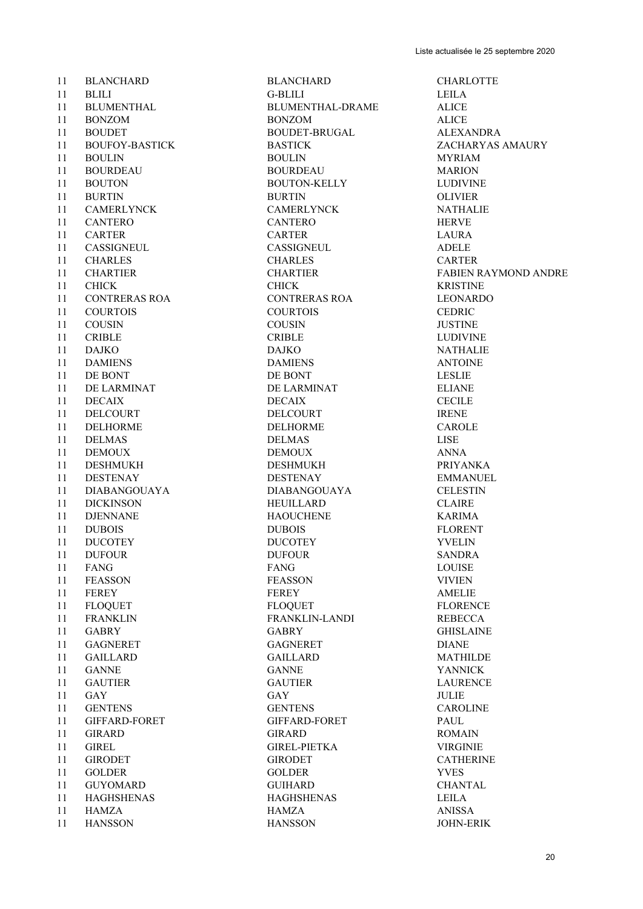Liste actualisée le 25 septembre 2020

| | | | |
|---|---|---|---|
| 11 | BLANCHARD | BLANCHARD | CHARLOTTE |
| 11 | BLILI | G-BLILI | LEILA |
| 11 | BLUMENTHAL | BLUMENTHAL-DRAME | ALICE |
| 11 | BONZOM | BONZOM | ALICE |
| 11 | BOUDET | BOUDET-BRUGAL | ALEXANDRA |
| 11 | BOUFOY-BASTICK | BASTICK | ZACHARYAS AMAURY |
| 11 | BOULIN | BOULIN | MYRIAM |
| 11 | BOURDEAU | BOURDEAU | MARION |
| 11 | BOUTON | BOUTON-KELLY | LUDIVINE |
| 11 | BURTIN | BURTIN | OLIVIER |
| 11 | CAMERLYNCK | CAMERLYNCK | NATHALIE |
| 11 | CANTERO | CANTERO | HERVE |
| 11 | CARTER | CARTER | LAURA |
| 11 | CASSIGNEUL | CASSIGNEUL | ADELE |
| 11 | CHARLES | CHARLES | CARTER |
| 11 | CHARTIER | CHARTIER | FABIEN RAYMOND ANDRE |
| 11 | CHICK | CHICK | KRISTINE |
| 11 | CONTRERAS ROA | CONTRERAS ROA | LEONARDO |
| 11 | COURTOIS | COURTOIS | CEDRIC |
| 11 | COUSIN | COUSIN | JUSTINE |
| 11 | CRIBLE | CRIBLE | LUDIVINE |
| 11 | DAJKO | DAJKO | NATHALIE |
| 11 | DAMIENS | DAMIENS | ANTOINE |
| 11 | DE BONT | DE BONT | LESLIE |
| 11 | DE LARMINAT | DE LARMINAT | ELIANE |
| 11 | DECAIX | DECAIX | CECILE |
| 11 | DELCOURT | DELCOURT | IRENE |
| 11 | DELHORME | DELHORME | CAROLE |
| 11 | DELMAS | DELMAS | LISE |
| 11 | DEMOUX | DEMOUX | ANNA |
| 11 | DESHMUKH | DESHMUKH | PRIYANKA |
| 11 | DESTENAY | DESTENAY | EMMANUEL |
| 11 | DIABANGOUAYA | DIABANGOUAYA | CELESTIN |
| 11 | DICKINSON | HEUILLARD | CLAIRE |
| 11 | DJENNANE | HAOUCHENE | KARIMA |
| 11 | DUBOIS | DUBOIS | FLORENT |
| 11 | DUCOTEY | DUCOTEY | YVELIN |
| 11 | DUFOUR | DUFOUR | SANDRA |
| 11 | FANG | FANG | LOUISE |
| 11 | FEASSON | FEASSON | VIVIEN |
| 11 | FEREY | FEREY | AMELIE |
| 11 | FLOQUET | FLOQUET | FLORENCE |
| 11 | FRANKLIN | FRANKLIN-LANDI | REBECCA |
| 11 | GABRY | GABRY | GHISLAINE |
| 11 | GAGNERET | GAGNERET | DIANE |
| 11 | GAILLARD | GAILLARD | MATHILDE |
| 11 | GANNE | GANNE | YANNICK |
| 11 | GAUTIER | GAUTIER | LAURENCE |
| 11 | GAY | GAY | JULIE |
| 11 | GENTENS | GENTENS | CAROLINE |
| 11 | GIFFARD-FORET | GIFFARD-FORET | PAUL |
| 11 | GIRARD | GIRARD | ROMAIN |
| 11 | GIREL | GIREL-PIETKA | VIRGINIE |
| 11 | GIRODET | GIRODET | CATHERINE |
| 11 | GOLDER | GOLDER | YVES |
| 11 | GUYOMARD | GUIHARD | CHANTAL |
| 11 | HAGHSHENAS | HAGHSHENAS | LEILA |
| 11 | HAMZA | HAMZA | ANISSA |
| 11 | HANSSON | HANSSON | JOHN-ERIK |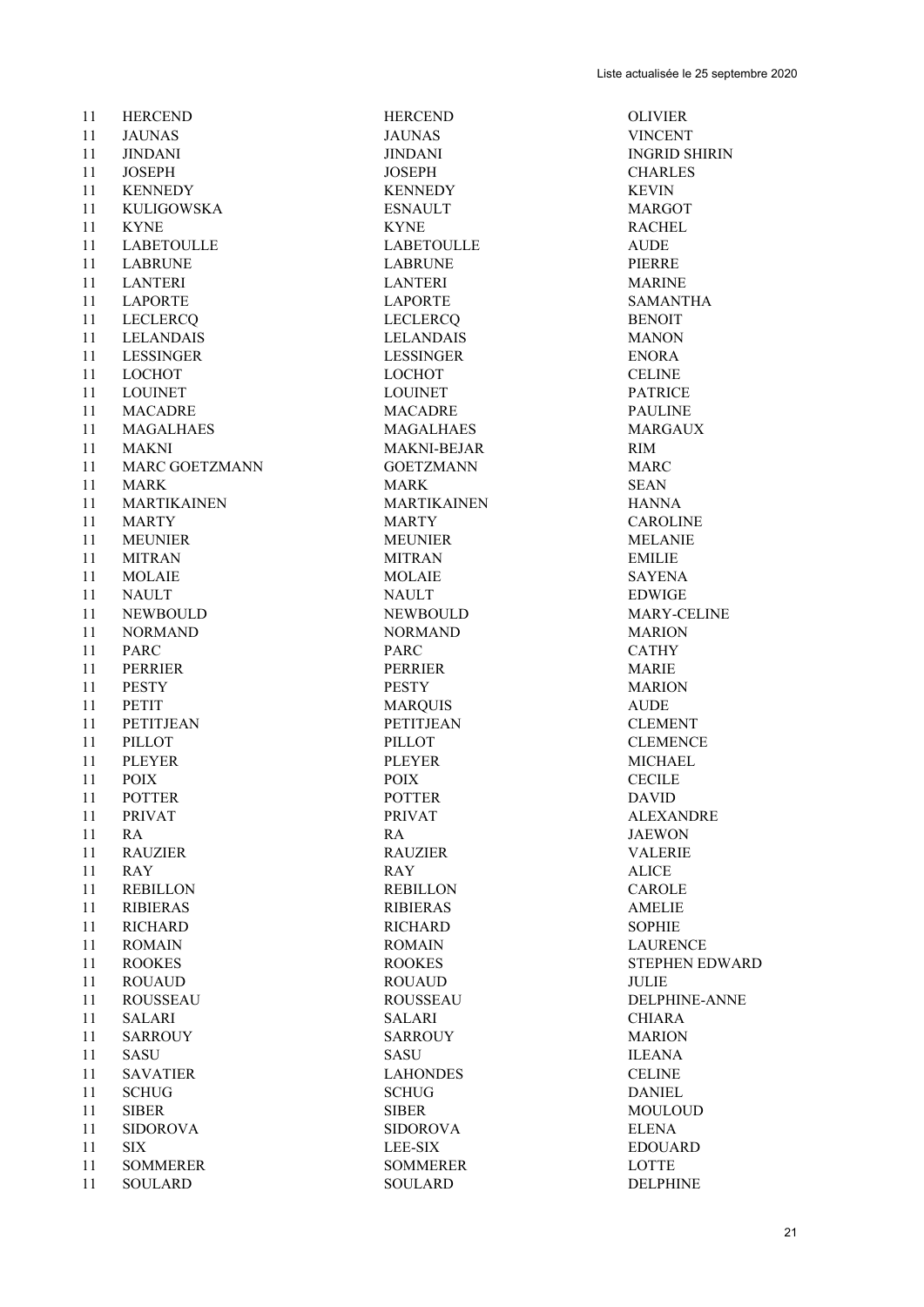Liste actualisée le 25 septembre 2020

| | | | |
|---|---|---|---|
| 11 | HERCEND | HERCEND | OLIVIER |
| 11 | JAUNAS | JAUNAS | VINCENT |
| 11 | JINDANI | JINDANI | INGRID SHIRIN |
| 11 | JOSEPH | JOSEPH | CHARLES |
| 11 | KENNEDY | KENNEDY | KEVIN |
| 11 | KULIGOWSKA | ESNAULT | MARGOT |
| 11 | KYNE | KYNE | RACHEL |
| 11 | LABETOULLE | LABETOULLE | AUDE |
| 11 | LABRUNE | LABRUNE | PIERRE |
| 11 | LANTERI | LANTERI | MARINE |
| 11 | LAPORTE | LAPORTE | SAMANTHA |
| 11 | LECLERCQ | LECLERCQ | BENOIT |
| 11 | LELANDAIS | LELANDAIS | MANON |
| 11 | LESSINGER | LESSINGER | ENORA |
| 11 | LOCHOT | LOCHOT | CELINE |
| 11 | LOUINET | LOUINET | PATRICE |
| 11 | MACADRE | MACADRE | PAULINE |
| 11 | MAGALHAES | MAGALHAES | MARGAUX |
| 11 | MAKNI | MAKNI-BEJAR | RIM |
| 11 | MARC GOETZMANN | GOETZMANN | MARC |
| 11 | MARK | MARK | SEAN |
| 11 | MARTIKAINEN | MARTIKAINEN | HANNA |
| 11 | MARTY | MARTY | CAROLINE |
| 11 | MEUNIER | MEUNIER | MELANIE |
| 11 | MITRAN | MITRAN | EMILIE |
| 11 | MOLAIE | MOLAIE | SAYENA |
| 11 | NAULT | NAULT | EDWIGE |
| 11 | NEWBOULD | NEWBOULD | MARY-CELINE |
| 11 | NORMAND | NORMAND | MARION |
| 11 | PARC | PARC | CATHY |
| 11 | PERRIER | PERRIER | MARIE |
| 11 | PESTY | PESTY | MARION |
| 11 | PETIT | MARQUIS | AUDE |
| 11 | PETITJEAN | PETITJEAN | CLEMENT |
| 11 | PILLOT | PILLOT | CLEMENCE |
| 11 | PLEYER | PLEYER | MICHAEL |
| 11 | POIX | POIX | CECILE |
| 11 | POTTER | POTTER | DAVID |
| 11 | PRIVAT | PRIVAT | ALEXANDRE |
| 11 | RA | RA | JAEWON |
| 11 | RAUZIER | RAUZIER | VALERIE |
| 11 | RAY | RAY | ALICE |
| 11 | REBILLON | REBILLON | CAROLE |
| 11 | RIBIERAS | RIBIERAS | AMELIE |
| 11 | RICHARD | RICHARD | SOPHIE |
| 11 | ROMAIN | ROMAIN | LAURENCE |
| 11 | ROOKES | ROOKES | STEPHEN EDWARD |
| 11 | ROUAUD | ROUAUD | JULIE |
| 11 | ROUSSEAU | ROUSSEAU | DELPHINE-ANNE |
| 11 | SALARI | SALARI | CHIARA |
| 11 | SARROUY | SARROUY | MARION |
| 11 | SASU | SASU | ILEANA |
| 11 | SAVATIER | LAHONDES | CELINE |
| 11 | SCHUG | SCHUG | DANIEL |
| 11 | SIBER | SIBER | MOULOUD |
| 11 | SIDOROVA | SIDOROVA | ELENA |
| 11 | SIX | LEE-SIX | EDOUARD |
| 11 | SOMMERER | SOMMERER | LOTTE |
| 11 | SOULARD | SOULARD | DELPHINE |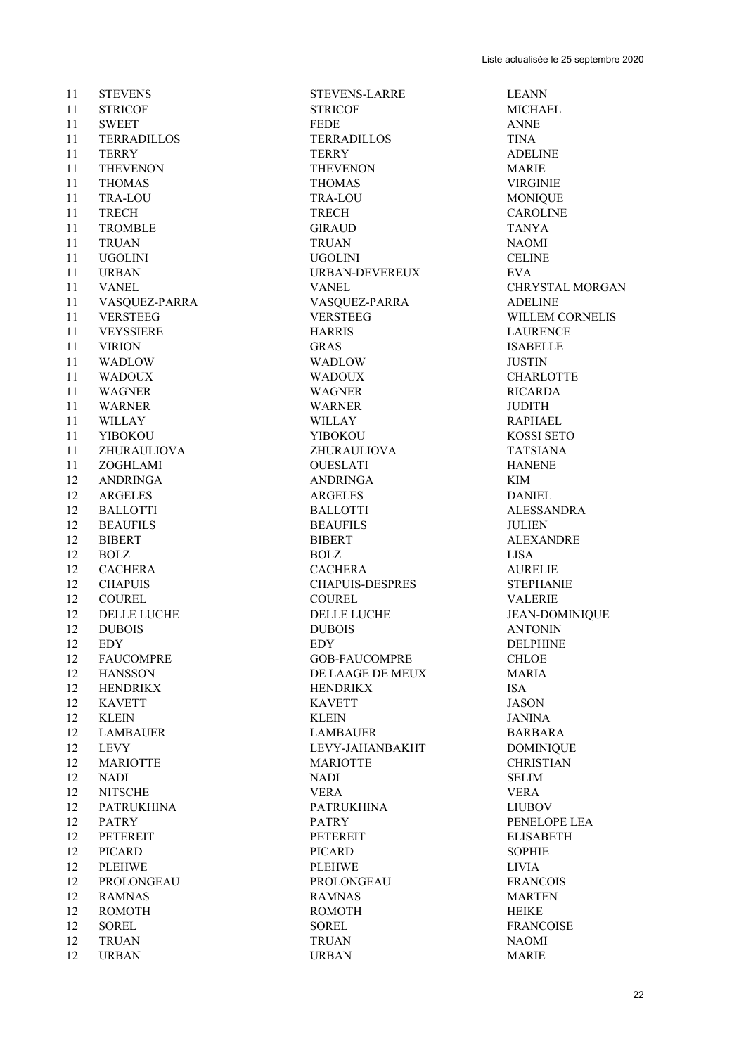Liste actualisée le 25 septembre 2020

| | | | |
|---|---|---|---|
| 11 | STEVENS | STEVENS-LARRE | LEANN |
| 11 | STRICOF | STRICOF | MICHAEL |
| 11 | SWEET | FEDE | ANNE |
| 11 | TERRADILLOS | TERRADILLOS | TINA |
| 11 | TERRY | TERRY | ADELINE |
| 11 | THEVENON | THEVENON | MARIE |
| 11 | THOMAS | THOMAS | VIRGINIE |
| 11 | TRA-LOU | TRA-LOU | MONIQUE |
| 11 | TRECH | TRECH | CAROLINE |
| 11 | TROMBLE | GIRAUD | TANYA |
| 11 | TRUAN | TRUAN | NAOMI |
| 11 | UGOLINI | UGOLINI | CELINE |
| 11 | URBAN | URBAN-DEVEREUX | EVA |
| 11 | VANEL | VANEL | CHRYSTAL MORGAN |
| 11 | VASQUEZ-PARRA | VASQUEZ-PARRA | ADELINE |
| 11 | VERSTEEG | VERSTEEG | WILLEM CORNELIS |
| 11 | VEYSSIERE | HARRIS | LAURENCE |
| 11 | VIRION | GRAS | ISABELLE |
| 11 | WADLOW | WADLOW | JUSTIN |
| 11 | WADOUX | WADOUX | CHARLOTTE |
| 11 | WAGNER | WAGNER | RICARDA |
| 11 | WARNER | WARNER | JUDITH |
| 11 | WILLAY | WILLAY | RAPHAEL |
| 11 | YIBOKOU | YIBOKOU | KOSSI SETO |
| 11 | ZHURAULIOVA | ZHURAULIOVA | TATSIANA |
| 11 | ZOGHLAMI | OUESLATI | HANENE |
| 12 | ANDRINGA | ANDRINGA | KIM |
| 12 | ARGELES | ARGELES | DANIEL |
| 12 | BALLOTTI | BALLOTTI | ALESSANDRA |
| 12 | BEAUFILS | BEAUFILS | JULIEN |
| 12 | BIBERT | BIBERT | ALEXANDRE |
| 12 | BOLZ | BOLZ | LISA |
| 12 | CACHERA | CACHERA | AURELIE |
| 12 | CHAPUIS | CHAPUIS-DESPRES | STEPHANIE |
| 12 | COUREL | COUREL | VALERIE |
| 12 | DELLE LUCHE | DELLE LUCHE | JEAN-DOMINIQUE |
| 12 | DUBOIS | DUBOIS | ANTONIN |
| 12 | EDY | EDY | DELPHINE |
| 12 | FAUCOMPRE | GOB-FAUCOMPRE | CHLOE |
| 12 | HANSSON | DE LAAGE DE MEUX | MARIA |
| 12 | HENDRIKX | HENDRIKX | ISA |
| 12 | KAVETT | KAVETT | JASON |
| 12 | KLEIN | KLEIN | JANINA |
| 12 | LAMBAUER | LAMBAUER | BARBARA |
| 12 | LEVY | LEVY-JAHANBAKHT | DOMINIQUE |
| 12 | MARIOTTE | MARIOTTE | CHRISTIAN |
| 12 | NADI | NADI | SELIM |
| 12 | NITSCHE | VERA | VERA |
| 12 | PATRUKHINA | PATRUKHINA | LIUBOV |
| 12 | PATRY | PATRY | PENELOPE LEA |
| 12 | PETEREIT | PETEREIT | ELISABETH |
| 12 | PICARD | PICARD | SOPHIE |
| 12 | PLEHWE | PLEHWE | LIVIA |
| 12 | PROLONGEAU | PROLONGEAU | FRANCOIS |
| 12 | RAMNAS | RAMNAS | MARTEN |
| 12 | ROMOTH | ROMOTH | HEIKE |
| 12 | SOREL | SOREL | FRANCOISE |
| 12 | TRUAN | TRUAN | NAOMI |
| 12 | URBAN | URBAN | MARIE |